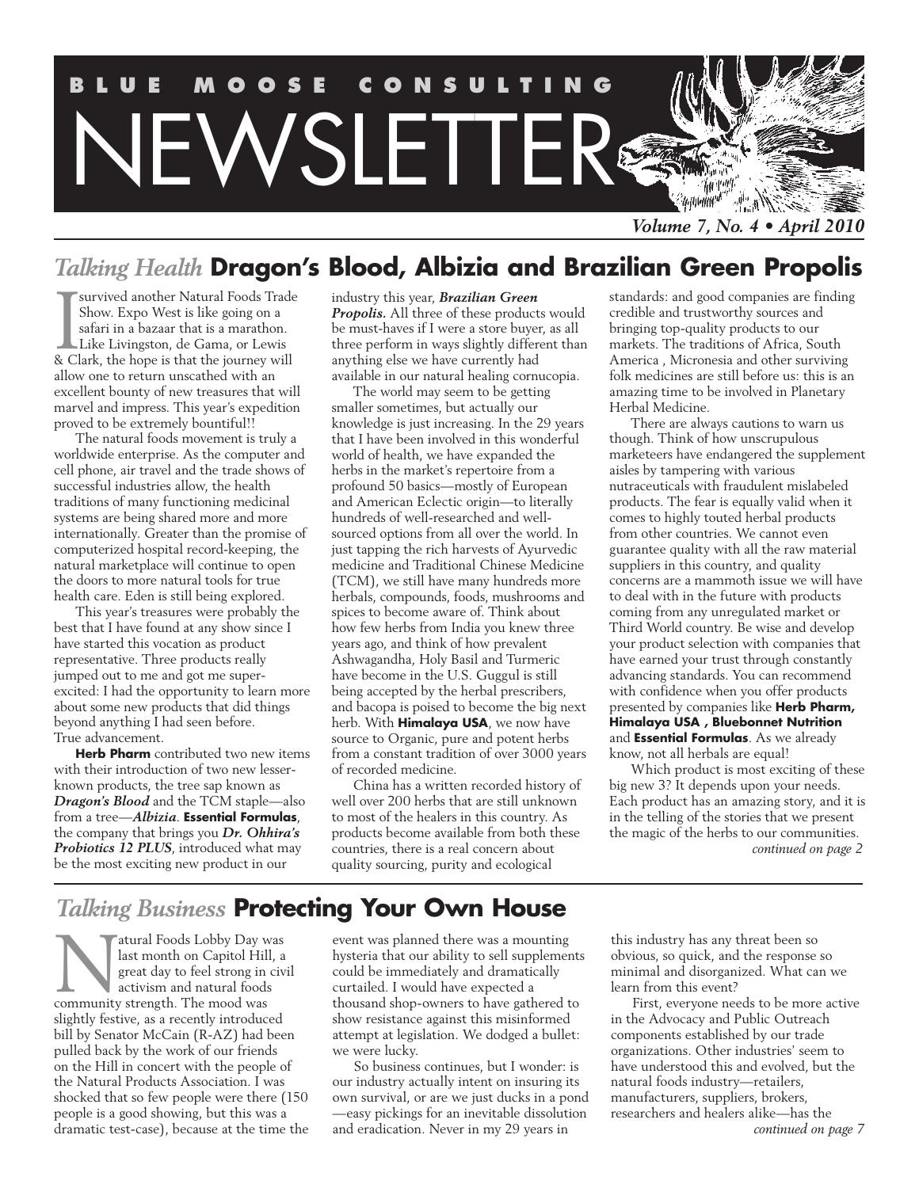# BLUE MOOSE CONSULTING NEWSLETTER

*Volume 7, No. 4 • April 2010*

## *Talking Health* Dragon's Blood, Albizia and Brazilian Green Propolis

I survived another Natural Foods Trade Show. Expo West is like going on a safari in a bazaar that is a marathon. Like Livingston, de Gama, or Lewis & Clark, the hope is that the journey will allow one to return unscathed with an excellent bounty of new treasures that will marvel and impress. This year's expedition proved to be extremely bountiful!!

The natural foods movement is truly a worldwide enterprise. As the computer and cell phone, air travel and the trade shows of successful industries allow, the health traditions of many functioning medicinal systems are being shared more and more internationally. Greater than the promise of computerized hospital record-keeping, the natural marketplace will continue to open the doors to more natural tools for true health care. Eden is still being explored.

This year's treasures were probably the best that I have found at any show since I have started this vocation as product representative. Three products really jumped out to me and got me super-excited: I had the opportunity to learn more about some new products that did things beyond anything I had seen before. True advancement.

**Herb Pharm** contributed two new items with their introduction of two new lesser-known products, the tree sap known as ***Dragon's Blood*** and the TCM staple—also from a tree—***Albizia***. **Essential Formulas**, the company that brings you ***Dr. Ohhira's Probiotics 12 PLUS***, introduced what may be the most exciting new product in our industry this year, ***Brazilian Green Propolis.*** All three of these products would be must-haves if I were a store buyer, as all three perform in ways slightly different than anything else we have currently had available in our natural healing cornucopia.

The world may seem to be getting smaller sometimes, but actually our knowledge is just increasing. In the 29 years that I have been involved in this wonderful world of health, we have expanded the herbs in the market's repertoire from a profound 50 basics—mostly of European and American Eclectic origin—to literally hundreds of well-researched and well-sourced options from all over the world. In just tapping the rich harvests of Ayurvedic medicine and Traditional Chinese Medicine (TCM), we still have many hundreds more herbals, compounds, foods, mushrooms and spices to become aware of. Think about how few herbs from India you knew three years ago, and think of how prevalent Ashwagandha, Holy Basil and Turmeric have become in the U.S. Guggul is still being accepted by the herbal prescribers, and bacopa is poised to become the big next herb. With **Himalaya USA**, we now have source to Organic, pure and potent herbs from a constant tradition of over 3000 years of recorded medicine.

China has a written recorded history of well over 200 herbs that are still unknown to most of the healers in this country. As products become available from both these countries, there is a real concern about quality sourcing, purity and ecological standards: and good companies are finding credible and trustworthy sources and bringing top-quality products to our markets. The traditions of Africa, South America , Micronesia and other surviving folk medicines are still before us: this is an amazing time to be involved in Planetary Herbal Medicine.

There are always cautions to warn us though. Think of how unscrupulous marketeers have endangered the supplement aisles by tampering with various nutraceuticals with fraudulent mislabeled products. The fear is equally valid when it comes to highly touted herbal products from other countries. We cannot even guarantee quality with all the raw material suppliers in this country, and quality concerns are a mammoth issue we will have to deal with in the future with products coming from any unregulated market or Third World country. Be wise and develop your product selection with companies that have earned your trust through constantly advancing standards. You can recommend with confidence when you offer products presented by companies like **Herb Pharm, Himalaya USA , Bluebonnet Nutrition** and **Essential Formulas**. As we already know, not all herbals are equal!

Which product is most exciting of these big new 3? It depends upon your needs. Each product has an amazing story, and it is in the telling of the stories that we present the magic of the herbs to our communities.

*continued on page 2*

## *Talking Business* Protecting Your Own House

Natural Foods Lobby Day was last month on Capitol Hill, a great day to feel strong in civil activism and natural foods community strength. The mood was slightly festive, as a recently introduced bill by Senator McCain (R-AZ) had been pulled back by the work of our friends on the Hill in concert with the people of the Natural Products Association. I was shocked that so few people were there (150 people is a good showing, but this was a dramatic test-case), because at the time the event was planned there was a mounting hysteria that our ability to sell supplements could be immediately and dramatically curtailed. I would have expected a thousand shop-owners to have gathered to show resistance against this misinformed attempt at legislation. We dodged a bullet: we were lucky.

So business continues, but I wonder: is our industry actually intent on insuring its own survival, or are we just ducks in a pond —easy pickings for an inevitable dissolution and eradication. Never in my 29 years in this industry has any threat been so obvious, so quick, and the response so minimal and disorganized. What can we learn from this event?

First, everyone needs to be more active in the Advocacy and Public Outreach components established by our trade organizations. Other industries' seem to have understood this and evolved, but the natural foods industry—retailers, manufacturers, suppliers, brokers, researchers and healers alike—has the

*continued on page 7*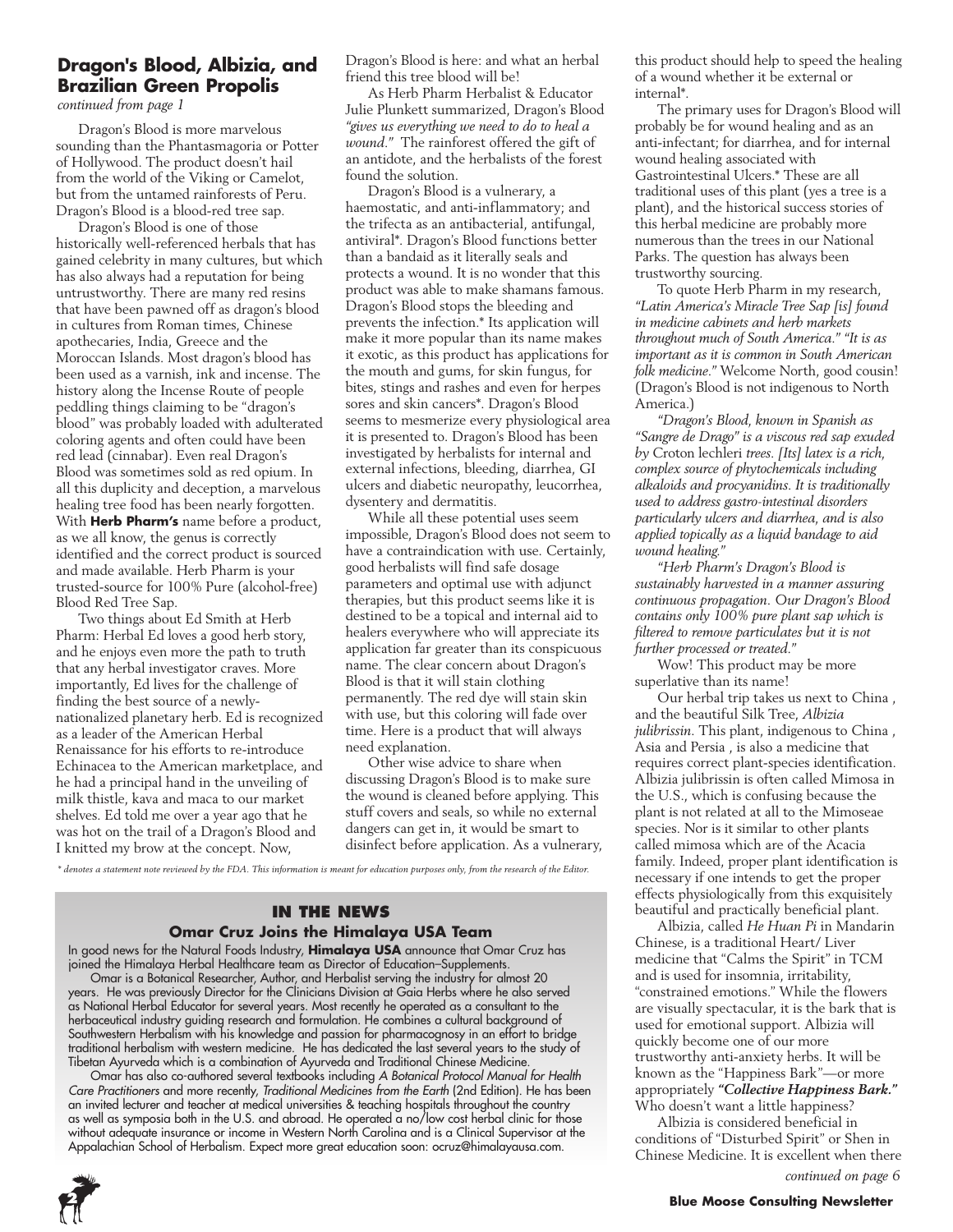## Dragon's Blood, Albizia, and Brazilian Green Propolis

*continued from page 1*

Dragon's Blood is more marvelous sounding than the Phantasmagoria or Potter of Hollywood. The product doesn't hail from the world of the Viking or Camelot, but from the untamed rainforests of Peru. Dragon's Blood is a blood-red tree sap.

Dragon's Blood is one of those historically well-referenced herbals that has gained celebrity in many cultures, but which has also always had a reputation for being untrustworthy. There are many red resins that have been pawned off as dragon's blood in cultures from Roman times, Chinese apothecaries, India, Greece and the Moroccan Islands. Most dragon's blood has been used as a varnish, ink and incense. The history along the Incense Route of people peddling things claiming to be "dragon's blood" was probably loaded with adulterated coloring agents and often could have been red lead (cinnabar). Even real Dragon's Blood was sometimes sold as red opium. In all this duplicity and deception, a marvelous healing tree food has been nearly forgotten. With **Herb Pharm's** name before a product, as we all know, the genus is correctly identified and the correct product is sourced and made available. Herb Pharm is your trusted-source for 100% Pure (alcohol-free) Blood Red Tree Sap.

Two things about Ed Smith at Herb Pharm: Herbal Ed loves a good herb story, and he enjoys even more the path to truth that any herbal investigator craves. More importantly, Ed lives for the challenge of finding the best source of a newly-nationalized planetary herb. Ed is recognized as a leader of the American Herbal Renaissance for his efforts to re-introduce Echinacea to the American marketplace, and he had a principal hand in the unveiling of milk thistle, kava and maca to our market shelves. Ed told me over a year ago that he was hot on the trail of a Dragon's Blood and I knitted my brow at the concept. Now, Dragon's Blood is here: and what an herbal friend this tree blood will be!

As Herb Pharm Herbalist & Educator Julie Plunkett summarized, Dragon's Blood *"gives us everything we need to do to heal a wound."* The rainforest offered the gift of an antidote, and the herbalists of the forest found the solution.

Dragon's Blood is a vulnerary, a haemostatic, and anti-inflammatory; and the trifecta as an antibacterial, antifungal, antiviral*. Dragon's Blood functions better than a bandaid as it literally seals and protects a wound. It is no wonder that this product was able to make shamans famous. Dragon's Blood stops the bleeding and prevents the infection.* Its application will make it more popular than its name makes it exotic, as this product has applications for the mouth and gums, for skin fungus, for bites, stings and rashes and even for herpes sores and skin cancers*. Dragon's Blood seems to mesmerize every physiological area it is presented to. Dragon's Blood has been investigated by herbalists for internal and external infections, bleeding, diarrhea, GI ulcers and diabetic neuropathy, leucorrhea, dysentery and dermatitis.

While all these potential uses seem impossible, Dragon's Blood does not seem to have a contraindication with use. Certainly, good herbalists will find safe dosage parameters and optimal use with adjunct therapies, but this product seems like it is destined to be a topical and internal aid to healers everywhere who will appreciate its application far greater than its conspicuous name. The clear concern about Dragon's Blood is that it will stain clothing permanently. The red dye will stain skin with use, but this coloring will fade over time. Here is a product that will always need explanation.

Other wise advice to share when discussing Dragon's Blood is to make sure the wound is cleaned before applying. This stuff covers and seals, so while no external dangers can get in, it would be smart to disinfect before application. As a vulnerary, this product should help to speed the healing of a wound whether it be external or internal*.

The primary uses for Dragon's Blood will probably be for wound healing and as an anti-infectant; for diarrhea, and for internal wound healing associated with Gastrointestinal Ulcers.* These are all traditional uses of this plant (yes a tree is a plant), and the historical success stories of this herbal medicine are probably more numerous than the trees in our National Parks. The question has always been trustworthy sourcing.

To quote Herb Pharm in my research, *"Latin America's Miracle Tree Sap [is] found in medicine cabinets and herb markets throughout much of South America." "It is as important as it is common in South American folk medicine."* Welcome North, good cousin! (Dragon's Blood is not indigenous to North America.)

*"Dragon's Blood, known in Spanish as "Sangre de Drago" is a viscous red sap exuded by* Croton lechleri *trees. [Its] latex is a rich, complex source of phytochemicals including alkaloids and procyanidins. It is traditionally used to address gastro-intestinal disorders particularly ulcers and diarrhea, and is also applied topically as a liquid bandage to aid wound healing."*

*"Herb Pharm's Dragon's Blood is sustainably harvested in a manner assuring continuous propagation. Our Dragon's Blood contains only 100% pure plant sap which is filtered to remove particulates but it is not further processed or treated."*

Wow! This product may be more superlative than its name!

Our herbal trip takes us next to China , and the beautiful Silk Tree, *Albizia julibrissin*. This plant, indigenous to China , Asia and Persia , is also a medicine that requires correct plant-species identification. Albizia julibrissin is often called Mimosa in the U.S., which is confusing because the plant is not related at all to the Mimoseae species. Nor is it similar to other plants called mimosa which are of the Acacia family. Indeed, proper plant identification is necessary if one intends to get the proper effects physiologically from this exquisitely beautiful and practically beneficial plant.

Albizia, called *He Huan Pi* in Mandarin Chinese, is a traditional Heart/ Liver medicine that "Calms the Spirit" in TCM and is used for insomnia, irritability, "constrained emotions." While the flowers are visually spectacular, it is the bark that is used for emotional support. Albizia will quickly become one of our more trustworthy anti-anxiety herbs. It will be known as the "Happiness Bark"—or more appropriately ***"Collective Happiness Bark."*** Who doesn't want a little happiness?

Albizia is considered beneficial in conditions of "Disturbed Spirit" or Shen in Chinese Medicine. It is excellent when there

*continued on page 6*

*\* denotes a statement note reviewed by the FDA. This information is meant for education purposes only, from the research of the Editor.*

## IN THE NEWS

### Omar Cruz Joins the Himalaya USA Team

In good news for the Natural Foods Industry, **Himalaya USA** announce that Omar Cruz has joined the Himalaya Herbal Healthcare team as Director of Education–Supplements.

Omar is a Botanical Researcher, Author, and Herbalist serving the industry for almost 20 years. He was previously Director for the Clinicians Division at Gaia Herbs where he also served as National Herbal Educator for several years. Most recently he operated as a consultant to the herbaceutical industry guiding research and formulation. He combines a cultural background of Southwestern Herbalism with his knowledge and passion for pharmacognosy in an effort to bridge traditional herbalism with western medicine. He has dedicated the last several years to the study of Tibetan Ayurveda which is a combination of Ayurveda and Traditional Chinese Medicine.

Omar has also co-authored several textbooks including *A Botanical Protocol Manual for Health Care Practitioners* and more recently, *Traditional Medicines from the Earth* (2nd Edition). He has been an invited lecturer and teacher at medical universities & teaching hospitals throughout the country as well as symposia both in the U.S. and abroad. He operated a no/low cost herbal clinic for those without adequate insurance or income in Western North Carolina and is a Clinical Supervisor at the Appalachian School of Herbalism. Expect more great education soon: ocruz@himalayausa.com.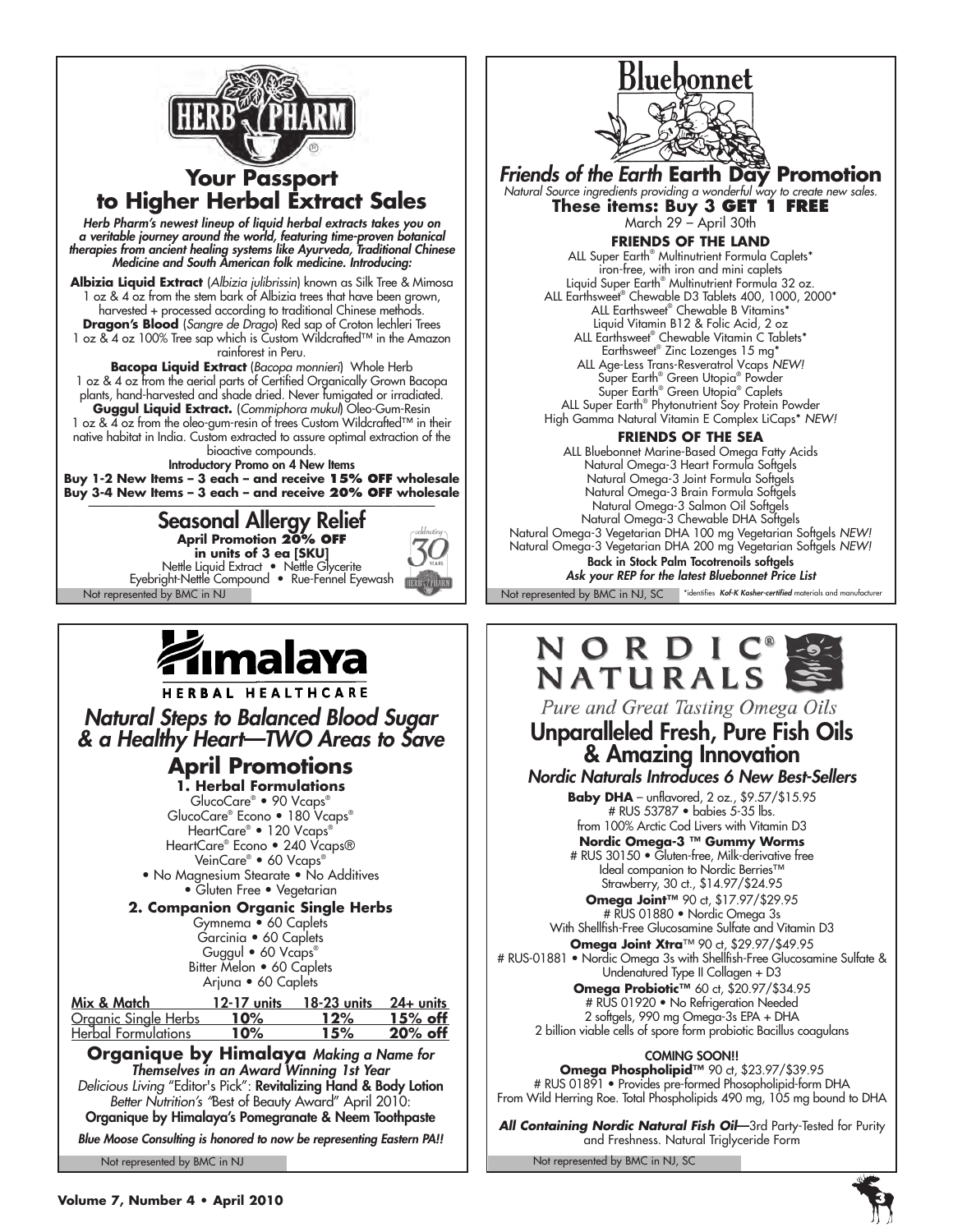## HERB PHARM

# Your Passport to Higher Herbal Extract Sales

***Herb Pharm's newest lineup of liquid herbal extracts takes you on a veritable journey around the world, featuring time-proven botanical therapies from ancient healing systems like Ayurveda, Traditional Chinese Medicine and South American folk medicine. Introducing:***

**Albizia Liquid Extract** (*Albizia julibrissin*) known as Silk Tree & Mimosa
1 oz & 4 oz from the stem bark of Albizia trees that have been grown, harvested + processed according to traditional Chinese methods.

**Dragon's Blood** (*Sangre de Drago*) Red sap of Croton lechleri Trees
1 oz & 4 oz 100% Tree sap which is Custom Wildcrafted™ in the Amazon rainforest in Peru.

**Bacopa Liquid Extract** (*Bacopa monnieri*) Whole Herb
1 oz & 4 oz from the aerial parts of Certified Organically Grown Bacopa plants, hand-harvested and shade dried. Never fumigated or irradiated.

**Guggul Liquid Extract.** (*Commiphora mukul*) Oleo-Gum-Resin
1 oz & 4 oz from the oleo-gum-resin of trees Custom Wildcrafted™ in their native habitat in India. Custom extracted to assure optimal extraction of the bioactive compounds.

**Introductory Promo on 4 New Items**
**Buy 1-2 New Items – 3 each – and receive 15% OFF wholesale**
**Buy 3-4 New Items – 3 each – and receive 20% OFF wholesale**

## Seasonal Allergy Relief

**April Promotion 20% OFF**
**in units of 3 ea [SKU]**
Nettle Liquid Extract • Nettle Glycerite
Eyebright-Nettle Compound • Rue-Fennel Eyewash

celebrating 30 years

Not represented by BMC in NJ

---

## Bluebonnet

# *Friends of the Earth* Earth Day Promotion

*Natural Source ingredients providing a wonderful way to create new sales.*

**These items: Buy 3 GET 1 FREE**
March 29 – April 30th

**FRIENDS OF THE LAND**

ALL Super Earth® Multinutrient Formula Caplets*
iron-free, with iron and mini caplets
Liquid Super Earth® Multinutrient Formula 32 oz.
ALL Earthsweet® Chewable D3 Tablets 400, 1000, 2000*
ALL Earthsweet® Chewable B Vitamins*
Liquid Vitamin B12 & Folic Acid, 2 oz
ALL Earthsweet® Chewable Vitamin C Tablets*
Earthsweet® Zinc Lozenges 15 mg*
ALL Age-Less Trans-Resveratrol Vcaps *NEW!*
Super Earth® Green Utopia® Powder
Super Earth® Green Utopia® Caplets
ALL Super Earth® Phytonutrient Soy Protein Powder
High Gamma Natural Vitamin E Complex LiCaps* *NEW!*

**FRIENDS OF THE SEA**

ALL Bluebonnet Marine-Based Omega Fatty Acids
Natural Omega-3 Heart Formula Softgels
Natural Omega-3 Joint Formula Softgels
Natural Omega-3 Brain Formula Softgels
Natural Omega-3 Salmon Oil Softgels
Natural Omega-3 Chewable DHA Softgels
Natural Omega-3 Vegetarian DHA 100 mg Vegetarian Softgels *NEW!*
Natural Omega-3 Vegetarian DHA 200 mg Vegetarian Softgels *NEW!*

**Back in Stock Palm Tocotrenoils softgels**
***Ask your REP for the latest Bluebonnet Price List***

Not represented by BMC in NJ, SC

*identifies ***Kof-K Kosher-certified*** materials and manufacturer

---

## Himalaya HERBAL HEALTHCARE

# *Natural Steps to Balanced Blood Sugar & a Healthy Heart—TWO Areas to Save*

## April Promotions

**1. Herbal Formulations**

GlucoCare® • 90 Vcaps®
GlucoCare® Econo • 180 Vcaps®
HeartCare® • 120 Vcaps®
HeartCare® Econo • 240 Vcaps®
VeinCare® • 60 Vcaps®
• No Magnesium Stearate • No Additives
• Gluten Free • Vegetarian

**2. Companion Organic Single Herbs**

Gymnema • 60 Caplets
Garcinia • 60 Caplets
Guggul • 60 Vcaps®
Bitter Melon • 60 Caplets
Arjuna • 60 Caplets

| Mix & Match | 12-17 units | 18-23 units | 24+ units |
|---|---|---|---|
| Organic Single Herbs | **10%** | **12%** | **15% off** |
| Herbal Formulations | **10%** | **15%** | **20% off** |

**Organique by Himalaya** ***Making a Name for Themselves in an Award Winning 1st Year***

*Delicious Living* "Editor's Pick": **Revitalizing Hand & Body Lotion**
*Better Nutrition's "*Best of Beauty Award" April 2010:
**Organique by Himalaya's Pomegranate & Neem Toothpaste**

***Blue Moose Consulting is honored to now be representing Eastern PA!!***

Not represented by BMC in NJ

---

## NORDIC® NATURALS

*Pure and Great Tasting Omega Oils*

# Unparalleled Fresh, Pure Fish Oils & Amazing Innovation

***Nordic Naturals Introduces 6 New Best-Sellers***

**Baby DHA** – unflavored, 2 oz., $9.57/$15.95
# RUS 53787 • babies 5-35 lbs.
from 100% Arctic Cod Livers with Vitamin D3

**Nordic Omega-3 ™ Gummy Worms**
# RUS 30150 • Gluten-free, Milk-derivative free
Ideal companion to Nordic Berries™
Strawberry, 30 ct., $14.97/$24.95

**Omega Joint™** 90 ct, $17.97/$29.95
# RUS 01880 • Nordic Omega 3s
With Shellfish-Free Glucosamine Sulfate and Vitamin D3

**Omega Joint Xtra**™ 90 ct, $29.97/$49.95
# RUS-01881 • Nordic Omega 3s with Shellfish-Free Glucosamine Sulfate & Undenatured Type II Collagen + D3

**Omega Probiotic™** 60 ct, $20.97/$34.95
# RUS 01920 • No Refrigeration Needed
2 softgels, 990 mg Omega-3s EPA + DHA
2 billion viable cells of spore form probiotic Bacillus coagulans

**COMING SOON!!**

**Omega Phospholipid™** 90 ct, $23.97/$39.95
# RUS 01891 • Provides pre-formed Phosopholipid-form DHA
From Wild Herring Roe. Total Phospholipids 490 mg, 105 mg bound to DHA

***All Containing Nordic Natural Fish Oil***—3rd Party-Tested for Purity and Freshness. Natural Triglyceride Form

Not represented by BMC in NJ, SC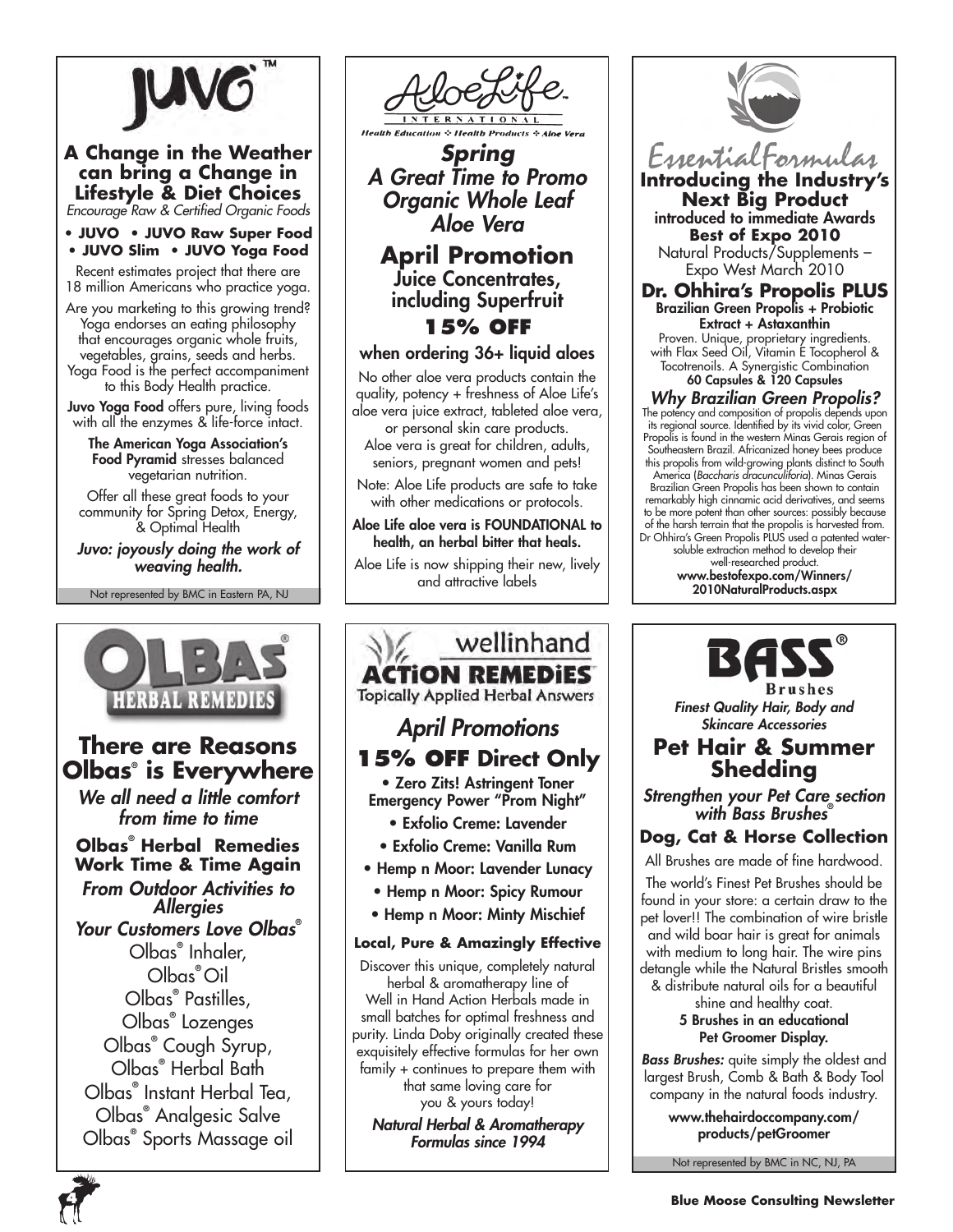# JUVO™

## A Change in the Weather can bring a Change in Lifestyle & Diet Choices

*Encourage Raw & Certified Organic Foods*

**• JUVO • JUVO Raw Super Food**
**• JUVO Slim • JUVO Yoga Food**

Recent estimates project that there are 18 million Americans who practice yoga.

Are you marketing to this growing trend? Yoga endorses an eating philosophy that encourages organic whole fruits, vegetables, grains, seeds and herbs. Yoga Food is the perfect accompaniment to this Body Health practice.

**Juvo Yoga Food** offers pure, living foods with all the enzymes & life-force intact.

**The American Yoga Association's Food Pyramid** stresses balanced vegetarian nutrition.

Offer all these great foods to your community for Spring Detox, Energy, & Optimal Health

***Juvo: joyously doing the work of weaving health.***

Not represented by BMC in Eastern PA, NJ

---

# AloeLife International

*Health Education ✣ Health Products ✣ Aloe Vera*

## *Spring A Great Time to Promo Organic Whole Leaf Aloe Vera*

## April Promotion

### Juice Concentrates, including Superfruit

### 15% OFF

**when ordering 36+ liquid aloes**

No other aloe vera products contain the quality, potency + freshness of Aloe Life's aloe vera juice extract, tableted aloe vera, or personal skin care products.

Aloe vera is great for children, adults, seniors, pregnant women and pets!

Note: Aloe Life products are safe to take with other medications or protocols.

**Aloe Life aloe vera is FOUNDATIONAL to health, an herbal bitter that heals.**

Aloe Life is now shipping their new, lively and attractive labels

---

# Essential Formulas

## Introducing the Industry's Next Big Product

**introduced to immediate Awards**
**Best of Expo 2010**
Natural Products/Supplements – Expo West March 2010

## Dr. Ohhira's Propolis PLUS

**Brazilian Green Propolis + Probiotic Extract + Astaxanthin**

Proven. Unique, proprietary ingredients. with Flax Seed Oil, Vitamin E Tocopherol & Tocotrenoils. A Synergistic Combination

**60 Capsules & 120 Capsules**

### *Why Brazilian Green Propolis?*

The potency and composition of propolis depends upon its regional source. Identified by its vivid color, Green Propolis is found in the western Minas Gerais region of Southeastern Brazil. Africanized honey bees produce this propolis from wild-growing plants distinct to South America (*Baccharis dracunculiforia*). Minas Gerais Brazilian Green Propolis has been shown to contain remarkably high cinnamic acid derivatives, and seems to be more potent than other sources: possibly because of the harsh terrain that the propolis is harvested from. Dr Ohhira's Green Propolis PLUS used a patented water-soluble extraction method to develop their well-researched product.

**www.bestofexpo.com/Winners/2010NaturalProducts.aspx**

---

# OLBAS® Herbal Remedies

## There are Reasons Olbas® is Everywhere

***We all need a little comfort from time to time***

**Olbas® Herbal Remedies Work Time & Time Again**

***From Outdoor Activities to Allergies***

***Your Customers Love Olbas®***

Olbas® Inhaler,
Olbas® Oil
Olbas® Pastilles,
Olbas® Lozenges
Olbas® Cough Syrup,
Olbas® Herbal Bath
Olbas® Instant Herbal Tea,
Olbas® Analgesic Salve
Olbas® Sports Massage oil

---

# wellinhand Action Remedies

Topically Applied Herbal Answers

## *April Promotions*

## 15% OFF Direct Only

- **Zero Zits! Astringent Toner Emergency Power "Prom Night"**
- **Exfolio Creme: Lavender**
- **Exfolio Creme: Vanilla Rum**
- **Hemp n Moor: Lavender Lunacy**
- **Hemp n Moor: Spicy Rumour**
- **Hemp n Moor: Minty Mischief**

**Local, Pure & Amazingly Effective**

Discover this unique, completely natural herbal & aromatherapy line of Well in Hand Action Herbals made in small batches for optimal freshness and purity. Linda Doby originally created these exquisitely effective formulas for her own family + continues to prepare them with that same loving care for you & yours today!

***Natural Herbal & Aromatherapy Formulas since 1994***

---

# BASS® Brushes

*Finest Quality Hair, Body and Skincare Accessories*

## Pet Hair & Summer Shedding

***Strengthen your Pet Care section with Bass Brushes®***

### Dog, Cat & Horse Collection

All Brushes are made of fine hardwood.

The world's Finest Pet Brushes should be found in your store: a certain draw to the pet lover!! The combination of wire bristle and wild boar hair is great for animals with medium to long hair. The wire pins detangle while the Natural Bristles smooth & distribute natural oils for a beautiful shine and healthy coat.

**5 Brushes in an educational Pet Groomer Display.**

***Bass Brushes:*** quite simply the oldest and largest Brush, Comb & Bath & Body Tool company in the natural foods industry.

**www.thehairdoccompany.com/products/petGroomer**

Not represented by BMC in NC, NJ, PA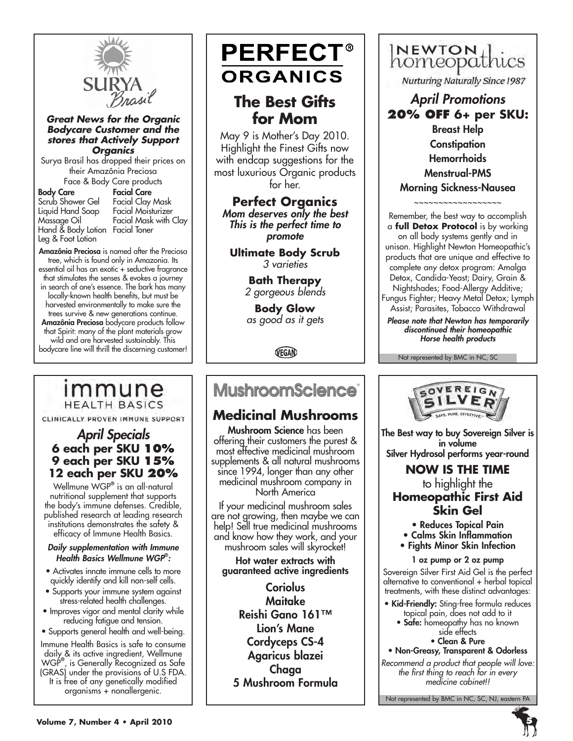## SURYA Brasil

***Great News for the Organic Bodycare Customer and the stores that Actively Support Organics***

Surya Brasil has dropped their prices on their Amazônia Preciosa Face & Body Care products

| **Body Care** | **Facial Care** |
| --- | --- |
| Scrub Shower Gel | Facial Clay Mask |
| Liquid Hand Soap | Facial Moisturizer |
| Massage Oil | Facial Mask with Clay |
| Hand & Body Lotion | Facial Toner |
| Leg & Foot Lotion | |

**Amazônia Preciosa** is named after the Preciosa tree, which is found only in Amazonia. Its essential oil has an exotic + seductive fragrance that stimulates the senses & evokes a journey in search of one's essence. The bark has many locally-known health benefits, but must be harvested environmentally to make sure the trees survive & new generations continue. **Amazônia Preciosa** bodycare products follow that Spirit: many of the plant materials grow wild and are harvested sustainably. This bodycare line will thrill the discerning customer!

## PERFECT® ORGANICS

### The Best Gifts for Mom

May 9 is Mother's Day 2010. Highlight the Finest Gifts now with endcap suggestions for the most luxurious Organic products for her.

**Perfect Organics**
*Mom deserves only the best*
*This is the perfect time to promote*

**Ultimate Body Scrub**
*3 varieties*

**Bath Therapy**
*2 gorgeous blends*

**Body Glow**
*as good as it gets*

VEGAN

## NEWTON homeopathics

*Nurturing Naturally Since 1987*

### *April Promotions*
**20% OFF 6+ per SKU:**

- Breast Help
- Constipation
- Hemorrhoids
- Menstrual-PMS
- Morning Sickness-Nausea

~~~~~~~~~~~~~~~~~~

Remember, the best way to accomplish a **full Detox Protocol** is by working on all body systems gently and in unison. Highlight Newton Homeopathic's products that are unique and effective to complete any detox program: Amalga Detox, Candida-Yeast; Dairy, Grain & Nightshades; Food-Allergy Additive; Fungus Fighter; Heavy Metal Detox; Lymph Assist; Parasites, Tobacco Withdrawal

***Please note that Newton has temporarily discontinued their homeopathic Horse health products***

Not represented by BMC in NC, SC

## immune HEALTH BASICS

CLINICALLY PROVEN IMMUNE SUPPORT

### *April Specials*
**6 each per SKU 10%**
**9 each per SKU 15%**
**12 each per SKU 20%**

Wellmune WGP® is an all-natural nutritional supplement that supports the body's immune defenses. Credible, published research at leading research institutions demonstrates the safety & efficacy of Immune Health Basics.

***Daily supplementation with Immune Health Basics Wellmune WGP®:***

- Activates innate immune cells to more quickly identify and kill non-self cells.
- Supports your immune system against stress-related health challenges.
- Improves vigor and mental clarity while reducing fatigue and tension.
- Supports general health and well-being.

Immune Health Basics is safe to consume daily & its active ingredient, Wellmune WGP®, is Generally Recognized as Safe (GRAS) under the provisions of U.S FDA. It is free of any genetically modified organisms + nonallergenic.

## MushroomScience®

### Medicinal Mushrooms

**Mushroom Science** has been offering their customers the purest & most effective medicinal mushroom supplements & all natural mushrooms since 1994, longer than any other medicinal mushroom company in North America

If your medicinal mushroom sales are not growing, then maybe we can help! Sell true medicinal mushrooms and know how they work, and your mushroom sales will skyrocket!

**Hot water extracts with guaranteed active ingredients**

- Coriolus
- Maitake
- Reishi Gano 161™
- Lion's Mane
- Cordyceps CS-4
- Agaricus blazei
- Chaga
- 5 Mushroom Formula

## SOVEREIGN SILVER

SAFE. PURE. EFFECTIVE.

**The Best way to buy Sovereign Silver is in volume**
**Silver Hydrosol performs year-round**

### NOW IS THE TIME
to highlight the
### Homeopathic First Aid Skin Gel

- Reduces Topical Pain
- Calms Skin Inflammation
- Fights Minor Skin Infection

**1 oz pump or 2 oz pump**

Sovereign Silver First Aid Gel is the perfect alternative to conventional + herbal topical treatments, with these distinct advantages:

- **Kid-Friendly:** Sting-free formula reduces topical pain, does not add to it
- **Safe:** homeopathy has no known side effects
- **Clean & Pure**
- **Non-Greasy, Transparent & Odorless**

*Recommend a product that people will love: the first thing to reach for in every medicine cabinet!!*

Not represented by BMC in NC, SC, NJ, eastern PA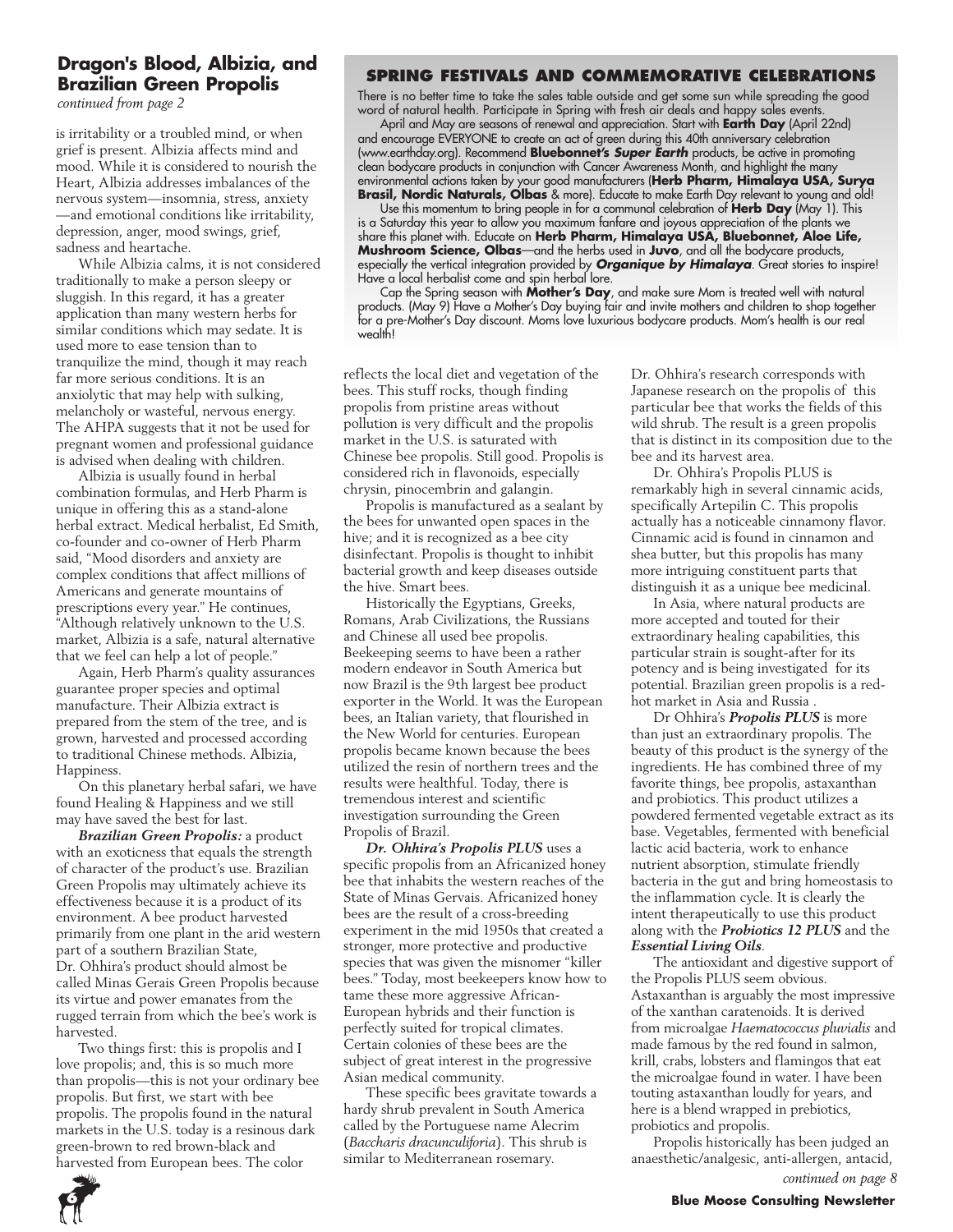## SPRING FESTIVALS AND COMMEMORATIVE CELEBRATIONS

There is no better time to take the sales table outside and get some sun while spreading the good word of natural health. Participate in Spring with fresh air deals and happy sales events.

April and May are seasons of renewal and appreciation. Start with **Earth Day** (April 22nd) and encourage EVERYONE to create an act of green during this 40th anniversary celebration (www.earthday.org). Recommend **Bluebonnet's *Super Earth*** products, be active in promoting clean bodycare products in conjunction with Cancer Awareness Month, and highlight the many environmental actions taken by your good manufacturers (**Herb Pharm, Himalaya USA, Surya Brasil, Nordic Naturals, Olbas** & more). Educate to make Earth Day relevant to young and old!

Use this momentum to bring people in for a communal celebration of **Herb Day** (May 1). This is a Saturday this year to allow you maximum fanfare and joyous appreciation of the plants we share this planet with. Educate on **Herb Pharm, Himalaya USA, Bluebonnet, Aloe Life, Mushroom Science, Olbas**—and the herbs used in **Juvo**, and all the bodycare products, especially the vertical integration provided by ***Organique by Himalaya***. Great stories to inspire! Have a local herbalist come and spin herbal lore.

Cap the Spring season with **Mother's Day**, and make sure Mom is treated well with natural products. (May 9) Have a Mother's Day buying fair and invite mothers and children to shop together for a pre-Mother's Day discount. Moms love luxurious bodycare products. Mom's health is our real wealth!

## Dragon's Blood, Albizia, and Brazilian Green Propolis

*continued from page 2*

is irritability or a troubled mind, or when grief is present. Albizia affects mind and mood. While it is considered to nourish the Heart, Albizia addresses imbalances of the nervous system—insomnia, stress, anxiety—and emotional conditions like irritability, depression, anger, mood swings, grief, sadness and heartache.

While Albizia calms, it is not considered traditionally to make a person sleepy or sluggish. In this regard, it has a greater application than many western herbs for similar conditions which may sedate. It is used more to ease tension than to tranquilize the mind, though it may reach far more serious conditions. It is an anxiolytic that may help with sulking, melancholy or wasteful, nervous energy. The AHPA suggests that it not be used for pregnant women and professional guidance is advised when dealing with children.

Albizia is usually found in herbal combination formulas, and Herb Pharm is unique in offering this as a stand-alone herbal extract. Medical herbalist, Ed Smith, co-founder and co-owner of Herb Pharm said, "Mood disorders and anxiety are complex conditions that affect millions of Americans and generate mountains of prescriptions every year." He continues, "Although relatively unknown to the U.S. market, Albizia is a safe, natural alternative that we feel can help a lot of people."

Again, Herb Pharm's quality assurances guarantee proper species and optimal manufacture. Their Albizia extract is prepared from the stem of the tree, and is grown, harvested and processed according to traditional Chinese methods. Albizia, Happiness.

On this planetary herbal safari, we have found Healing & Happiness and we still may have saved the best for last.

***Brazilian Green Propolis:*** a product with an exoticness that equals the strength of character of the product's use. Brazilian Green Propolis may ultimately achieve its effectiveness because it is a product of its environment. A bee product harvested primarily from one plant in the arid western part of a southern Brazilian State, Dr. Ohhira's product should almost be called Minas Gerais Green Propolis because its virtue and power emanates from the rugged terrain from which the bee's work is harvested.

Two things first: this is propolis and I love propolis; and, this is so much more than propolis—this is not your ordinary bee propolis. But first, we start with bee propolis. The propolis found in the natural markets in the U.S. today is a resinous dark green-brown to red brown-black and harvested from European bees. The color reflects the local diet and vegetation of the bees. This stuff rocks, though finding propolis from pristine areas without pollution is very difficult and the propolis market in the U.S. is saturated with Chinese bee propolis. Still good. Propolis is considered rich in flavonoids, especially chrysin, pinocembrin and galangin.

Propolis is manufactured as a sealant by the bees for unwanted open spaces in the hive; and it is recognized as a bee city disinfectant. Propolis is thought to inhibit bacterial growth and keep diseases outside the hive. Smart bees.

Historically the Egyptians, Greeks, Romans, Arab Civilizations, the Russians and Chinese all used bee propolis. Beekeeping seems to have been a rather modern endeavor in South America but now Brazil is the 9th largest bee product exporter in the World. It was the European bees, an Italian variety, that flourished in the New World for centuries. European propolis became known because the bees utilized the resin of northern trees and the results were healthful. Today, there is tremendous interest and scientific investigation surrounding the Green Propolis of Brazil.

***Dr. Ohhira's Propolis PLUS*** uses a specific propolis from an Africanized honey bee that inhabits the western reaches of the State of Minas Gervais. Africanized honey bees are the result of a cross-breeding experiment in the mid 1950s that created a stronger, more protective and productive species that was given the misnomer "killer bees." Today, most beekeepers know how to tame these more aggressive African-European hybrids and their function is perfectly suited for tropical climates. Certain colonies of these bees are the subject of great interest in the progressive Asian medical community.

These specific bees gravitate towards a hardy shrub prevalent in South America called by the Portuguese name Alecrim (*Baccharis dracunculiforia*). This shrub is similar to Mediterranean rosemary.

Dr. Ohhira's research corresponds with Japanese research on the propolis of this particular bee that works the fields of this wild shrub. The result is a green propolis that is distinct in its composition due to the bee and its harvest area.

Dr. Ohhira's Propolis PLUS is remarkably high in several cinnamic acids, specifically Artepilin C. This propolis actually has a noticeable cinnamony flavor. Cinnamic acid is found in cinnamon and shea butter, but this propolis has many more intriguing constituent parts that distinguish it as a unique bee medicinal.

In Asia, where natural products are more accepted and touted for their extraordinary healing capabilities, this particular strain is sought-after for its potency and is being investigated for its potential. Brazilian green propolis is a red-hot market in Asia and Russia .

Dr Ohhira's ***Propolis PLUS*** is more than just an extraordinary propolis. The beauty of this product is the synergy of the ingredients. He has combined three of my favorite things, bee propolis, astaxanthan and probiotics. This product utilizes a powdered fermented vegetable extract as its base. Vegetables, fermented with beneficial lactic acid bacteria, work to enhance nutrient absorption, stimulate friendly bacteria in the gut and bring homeostasis to the inflammation cycle. It is clearly the intent therapeutically to use this product along with the ***Probiotics 12 PLUS*** and the ***Essential Living Oils***.

The antioxidant and digestive support of the Propolis PLUS seem obvious. Astaxanthan is arguably the most impressive of the xanthan caratenoids. It is derived from microalgae *Haematococcus pluvialis* and made famous by the red found in salmon, krill, crabs, lobsters and flamingos that eat the microalgae found in water. I have been touting astaxanthan loudly for years, and here is a blend wrapped in prebiotics, probiotics and propolis.

Propolis historically has been judged an anaesthetic/analgesic, anti-allergen, antacid,

*continued on page 8*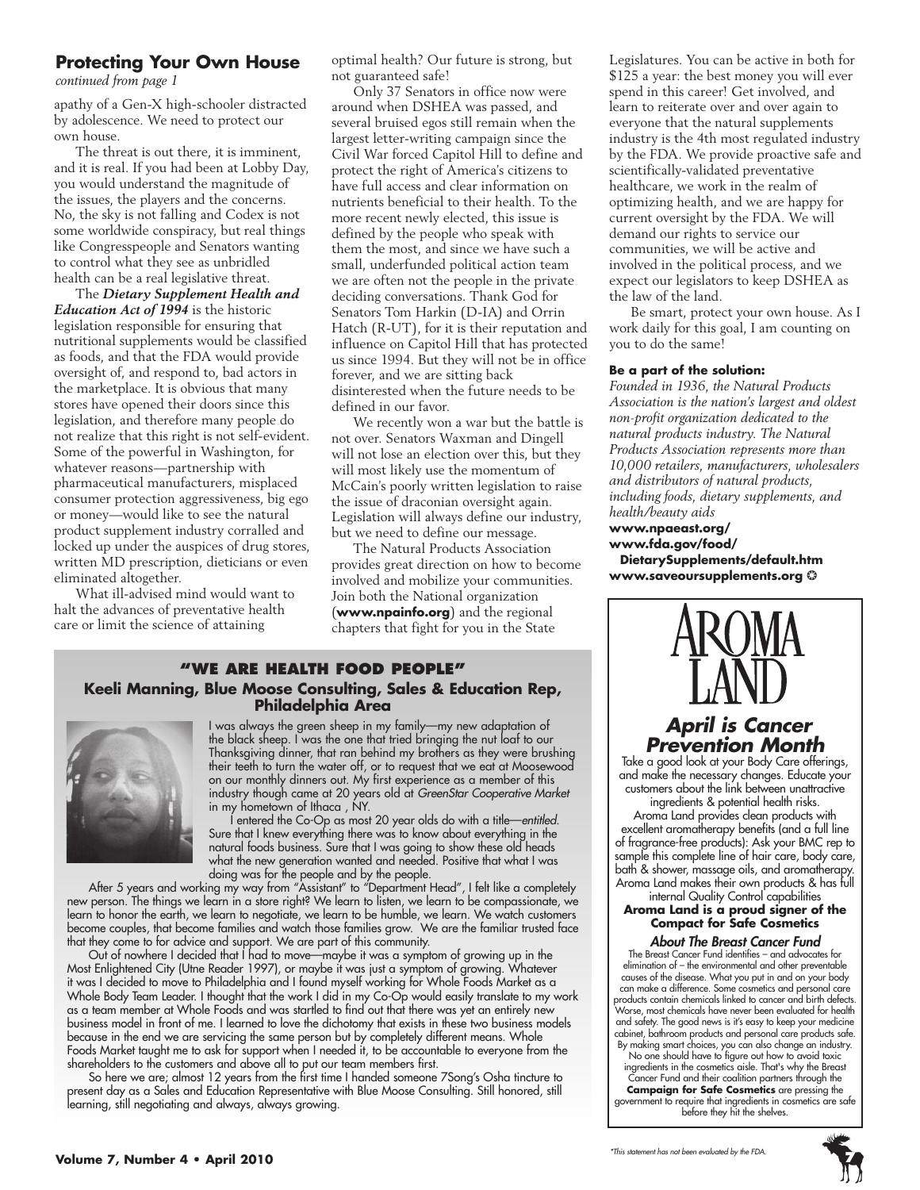## Protecting Your Own House

*continued from page 1*

apathy of a Gen-X high-schooler distracted by adolescence. We need to protect our own house.

The threat is out there, it is imminent, and it is real. If you had been at Lobby Day, you would understand the magnitude of the issues, the players and the concerns. No, the sky is not falling and Codex is not some worldwide conspiracy, but real things like Congresspeople and Senators wanting to control what they see as unbridled health can be a real legislative threat.

The ***Dietary Supplement Health and Education Act of 1994*** is the historic legislation responsible for ensuring that nutritional supplements would be classified as foods, and that the FDA would provide oversight of, and respond to, bad actors in the marketplace. It is obvious that many stores have opened their doors since this legislation, and therefore many people do not realize that this right is not self-evident. Some of the powerful in Washington, for whatever reasons—partnership with pharmaceutical manufacturers, misplaced consumer protection aggressiveness, big ego or money—would like to see the natural product supplement industry corralled and locked up under the auspices of drug stores, written MD prescription, dieticians or even eliminated altogether.

What ill-advised mind would want to halt the advances of preventative health care or limit the science of attaining optimal health? Our future is strong, but not guaranteed safe!

Only 37 Senators in office now were around when DSHEA was passed, and several bruised egos still remain when the largest letter-writing campaign since the Civil War forced Capitol Hill to define and protect the right of America's citizens to have full access and clear information on nutrients beneficial to their health. To the more recent newly elected, this issue is defined by the people who speak with them the most, and since we have such a small, underfunded political action team we are often not the people in the private deciding conversations. Thank God for Senators Tom Harkin (D-IA) and Orrin Hatch (R-UT), for it is their reputation and influence on Capitol Hill that has protected us since 1994. But they will not be in office forever, and we are sitting back disinterested when the future needs to be defined in our favor.

We recently won a war but the battle is not over. Senators Waxman and Dingell will not lose an election over this, but they will most likely use the momentum of McCain's poorly written legislation to raise the issue of draconian oversight again. Legislation will always define our industry, but we need to define our message.

The Natural Products Association provides great direction on how to become involved and mobilize your communities. Join both the National organization (**www.npainfo.org**) and the regional chapters that fight for you in the State Legislatures. You can be active in both for $125 a year: the best money you will ever spend in this career! Get involved, and learn to reiterate over and over again to everyone that the natural supplements industry is the 4th most regulated industry by the FDA. We provide proactive safe and scientifically-validated preventative healthcare, we work in the realm of optimizing health, and we are happy for current oversight by the FDA. We will demand our rights to service our communities, we will be active and involved in the political process, and we expect our legislators to keep DSHEA as the law of the land.

Be smart, protect your own house. As I work daily for this goal, I am counting on you to do the same!

**Be a part of the solution:**

*Founded in 1936, the Natural Products Association is the nation's largest and oldest non-profit organization dedicated to the natural products industry. The Natural Products Association represents more than 10,000 retailers, manufacturers, wholesalers and distributors of natural products, including foods, dietary supplements, and health/beauty aids*

**www.npaeast.org/**
**www.fda.gov/food/DietarySupplements/default.htm**
**www.saveoursupplements.org**

### "WE ARE HEALTH FOOD PEOPLE"

**Keeli Manning, Blue Moose Consulting, Sales & Education Rep, Philadelphia Area**

I was always the green sheep in my family—my new adaptation of the black sheep. I was the one that tried bringing the nut loaf to our Thanksgiving dinner, that ran behind my brothers as they were brushing their teeth to turn the water off, or to request that we eat at Moosewood on our monthly dinners out. My first experience as a member of this industry though came at 20 years old at *GreenStar Cooperative Market* in my hometown of Ithaca , NY.

I entered the Co-Op as most 20 year olds do with a title—*entitled*. Sure that I knew everything there was to know about everything in the natural foods business. Sure that I was going to show these old heads what the new generation wanted and needed. Positive that what I was doing was for the people and by the people.

After 5 years and working my way from "Assistant" to "Department Head", I felt like a completely new person. The things we learn in a store right? We learn to listen, we learn to be compassionate, we learn to honor the earth, we learn to negotiate, we learn to be humble, we learn. We watch customers become couples, that become families and watch those families grow. We are the familiar trusted face that they come to for advice and support. We are part of this community.

Out of nowhere I decided that I had to move—maybe it was a symptom of growing up in the Most Enlightened City (Utne Reader 1997), or maybe it was just a symptom of growing. Whatever it was I decided to move to Philadelphia and I found myself working for Whole Foods Market as a Whole Body Team Leader. I thought that the work I did in my Co-Op would easily translate to my work as a team member at Whole Foods and was startled to find out that there was yet an entirely new business model in front of me. I learned to love the dichotomy that exists in these two business models because in the end we are servicing the same person but by completely different means. Whole Foods Market taught me to ask for support when I needed it, to be accountable to everyone from the shareholders to the customers and above all to put our team members first.

So here we are; almost 12 years from the first time I handed someone 7Song's Osha tincture to present day as a Sales and Education Representative with Blue Moose Consulting. Still honored, still learning, still negotiating and always, always growing.

# AROMA LAND

### *April is Cancer Prevention Month*

Take a good look at your Body Care offerings, and make the necessary changes. Educate your customers about the link between unattractive ingredients & potential health risks.

Aroma Land provides clean products with excellent aromatherapy benefits (and a full line of fragrance-free products): Ask your BMC rep to sample this complete line of hair care, body care, bath & shower, massage oils, and aromatherapy. Aroma Land makes their own products & has full internal Quality Control capabilities

**Aroma Land is a proud signer of the Compact for Safe Cosmetics**

***About The Breast Cancer Fund***

The Breast Cancer Fund identifies – and advocates for elimination of – the environmental and other preventable causes of the disease. What you put in and on your body can make a difference. Some cosmetics and personal care products contain chemicals linked to cancer and birth defects. Worse, most chemicals have never been evaluated for health and safety. The good news is it's easy to keep your medicine cabinet, bathroom products and personal care products safe. By making smart choices, you can also change an industry. No one should have to figure out how to avoid toxic ingredients in the cosmetics aisle. That's why the Breast Cancer Fund and their coalition partners through the **Campaign for Safe Cosmetics** are pressing the government to require that ingredients in cosmetics are safe before they hit the shelves.

*This statement has not been evaluated by the FDA.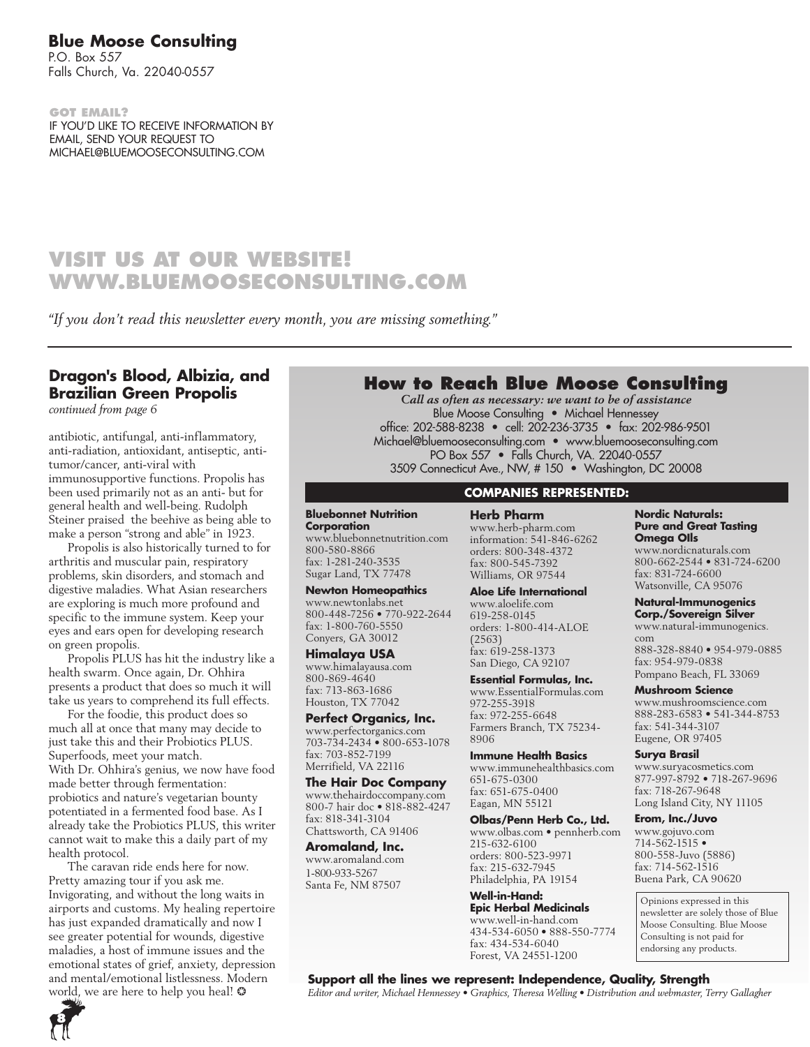## Blue Moose Consulting

P.O. Box 557
Falls Church, Va. 22040-0557

**GOT EMAIL?**
IF YOU'D LIKE TO RECEIVE INFORMATION BY EMAIL, SEND YOUR REQUEST TO MICHAEL@BLUEMOOSECONSULTING.COM

## VISIT US AT OUR WEBSITE! WWW.BLUEMOOSECONSULTING.COM

*"If you don't read this newsletter every month, you are missing something."*

---

### Dragon's Blood, Albizia, and Brazilian Green Propolis

*continued from page 6*

antibiotic, antifungal, anti-inflammatory, anti-radiation, antioxidant, antiseptic, anti-tumor/cancer, anti-viral with immunosupportive functions. Propolis has been used primarily not as an anti- but for general health and well-being. Rudolph Steiner praised the beehive as being able to make a person "strong and able" in 1923.

Propolis is also historically turned to for arthritis and muscular pain, respiratory problems, skin disorders, and stomach and digestive maladies. What Asian researchers are exploring is much more profound and specific to the immune system. Keep your eyes and ears open for developing research on green propolis.

Propolis PLUS has hit the industry like a health swarm. Once again, Dr. Ohhira presents a product that does so much it will take us years to comprehend its full effects.

For the foodie, this product does so much all at once that many may decide to just take this and their Probiotics PLUS. Superfoods, meet your match.
With Dr. Ohhira's genius, we now have food made better through fermentation: probiotics and nature's vegetarian bounty potentiated in a fermented food base. As I already take the Probiotics PLUS, this writer cannot wait to make this a daily part of my health protocol.

The caravan ride ends here for now. Pretty amazing tour if you ask me. Invigorating, and without the long waits in airports and customs. My healing repertoire has just expanded dramatically and now I see greater potential for wounds, digestive maladies, a host of immune issues and the emotional states of grief, anxiety, depression and mental/emotional listlessness. Modern world, we are here to help you heal! ✪

## How to Reach Blue Moose Consulting

***Call as often as necessary: we want to be of assistance***
Blue Moose Consulting • Michael Hennessey
office: 202-588-8238 • cell: 202-236-3735 • fax: 202-986-9501
Michael@bluemooseconsulting.com • www.bluemooseconsulting.com
PO Box 557 • Falls Church, VA. 22040-0557
3509 Connecticut Ave., NW, # 150 • Washington, DC 20008

### COMPANIES REPRESENTED:

**Bluebonnet Nutrition Corporation**
www.bluebonnetnutrition.com
800-580-8866
fax: 1-281-240-3535
Sugar Land, TX 77478

**Newton Homeopathics**
www.newtonlabs.net
800-448-7256 • 770-922-2644
fax: 1-800-760-5550
Conyers, GA 30012

**Himalaya USA**
www.himalayausa.com
800-869-4640
fax: 713-863-1686
Houston, TX 77042

**Perfect Organics, Inc.**
www.perfectorganics.com
703-734-2434 • 800-653-1078
fax: 703-852-7199
Merrifield, VA 22116

**The Hair Doc Company**
www.thehairdoccompany.com
800-7 hair doc • 818-882-4247
fax: 818-341-3104
Chattsworth, CA 91406

**Aromaland, Inc.**
www.aromaland.com
1-800-933-5267
Santa Fe, NM 87507

**Herb Pharm**
www.herb-pharm.com
information: 541-846-6262
orders: 800-348-4372
fax: 800-545-7392
Williams, OR 97544

**Aloe Life International**
www.aloelife.com
619-258-0145
orders: 1-800-414-ALOE (2563)
fax: 619-258-1373
San Diego, CA 92107

**Essential Formulas, Inc.**
www.EssentialFormulas.com
972-255-3918
fax: 972-255-6648
Farmers Branch, TX 75234-8906

**Immune Health Basics**
www.immunehealthbasics.com
651-675-0300
fax: 651-675-0400
Eagan, MN 55121

**Olbas/Penn Herb Co., Ltd.**
www.olbas.com • pennherb.com
215-632-6100
orders: 800-523-9971
fax: 215-632-7945
Philadelphia, PA 19154

**Well-in-Hand: Epic Herbal Medicinals**
www.well-in-hand.com
434-534-6050 • 888-550-7774
fax: 434-534-6040
Forest, VA 24551-1200

**Nordic Naturals: Pure and Great Tasting Omega OIls**
www.nordicnaturals.com
800-662-2544 • 831-724-6200
fax: 831-724-6600
Watsonville, CA 95076

**Natural-Immunogenics Corp./Sovereign Silver**
www.natural-immunogenics.com
888-328-8840 • 954-979-0885
fax: 954-979-0838
Pompano Beach, FL 33069

**Mushroom Science**
www.mushroomscience.com
888-283-6583 • 541-344-8753
fax: 541-344-3107
Eugene, OR 97405

**Surya Brasil**
www.suryacosmetics.com
877-997-8792 • 718-267-9696
fax: 718-267-9648
Long Island City, NY 11105

**Erom, Inc./Juvo**
www.gojuvo.com
714-562-1515 •
800-558-Juvo (5886)
fax: 714-562-1516
Buena Park, CA 90620

Opinions expressed in this newsletter are solely those of Blue Moose Consulting. Blue Moose Consulting is not paid for endorsing any products.

**Support all the lines we represent: Independence, Quality, Strength**

*Editor and writer, Michael Hennessey • Graphics, Theresa Welling • Distribution and webmaster, Terry Gallagher*